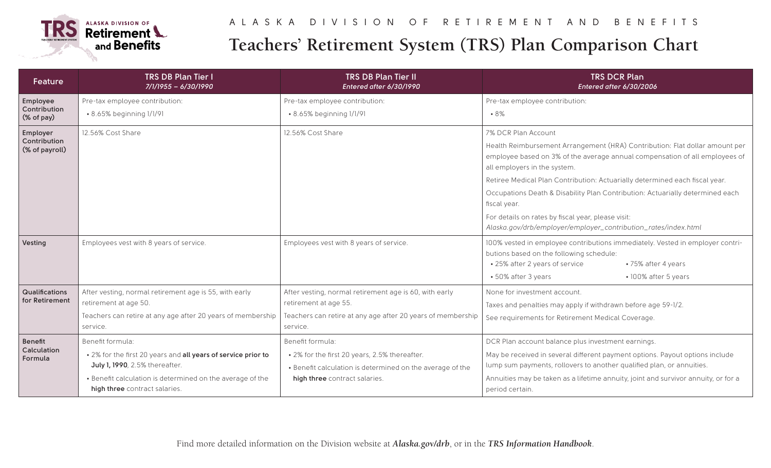ALASKA DIVISION OF RETIREMENT AND BENEFITS

# Teachers' Retirement System (TRS) Plan Comparison Chart

| Feature | TRS DB Plan Tier I *7/1/1955 – 6/30/1990* | TRS DB Plan Tier II *Entered after 6/30/1990* | TRS DCR Plan *Entered after 6/30/2006* |
|---|---|---|---|
| **Employee Contribution (% of pay)** | Pre-tax employee contribution: <br>• 8.65% beginning 1/1/91 | Pre-tax employee contribution: <br>• 8.65% beginning 1/1/91 | Pre-tax employee contribution: <br>• 8% |
| **Employer Contribution (% of payroll)** | 12.56% Cost Share | 12.56% Cost Share | 7% DCR Plan Account <br>Health Reimbursement Arrangement (HRA) Contribution: Flat dollar amount per employee based on 3% of the average annual compensation of all employees of all employers in the system. <br>Retiree Medical Plan Contribution: Actuarially determined each fiscal year. <br>Occupations Death & Disability Plan Contribution: Actuarially determined each fiscal year. <br>For details on rates by fiscal year, please visit: *Alaska.gov/drb/employer/employer_contribution_rates/index.html* |
| **Vesting** | Employees vest with 8 years of service. | Employees vest with 8 years of service. | 100% vested in employee contributions immediately. Vested in employer contributions based on the following schedule: <br>• 25% after 2 years of service <br>• 50% after 3 years <br>• 75% after 4 years <br>• 100% after 5 years |
| **Qualifications for Retirement** | After vesting, normal retirement age is 55, with early retirement at age 50. <br>Teachers can retire at any age after 20 years of membership service. | After vesting, normal retirement age is 60, with early retirement at age 55. <br>Teachers can retire at any age after 20 years of membership service. | None for investment account. <br>Taxes and penalties may apply if withdrawn before age 59-1/2. <br>See requirements for Retirement Medical Coverage. |
| **Benefit Calculation Formula** | Benefit formula: <br>• 2% for the first 20 years and **all years of service prior to July 1, 1990**, 2.5% thereafter. <br>• Benefit calculation is determined on the average of the **high three** contract salaries. | Benefit formula: <br>• 2% for the first 20 years, 2.5% thereafter. <br>• Benefit calculation is determined on the average of the **high three** contract salaries. | DCR Plan account balance plus investment earnings. <br>May be received in several different payment options. Payout options include lump sum payments, rollovers to another qualified plan, or annuities. <br>Annuities may be taken as a lifetime annuity, joint and survivor annuity, or for a period certain. |

Find more detailed information on the Division website at ***Alaska.gov/drb***, or in the ***TRS Information Handbook***.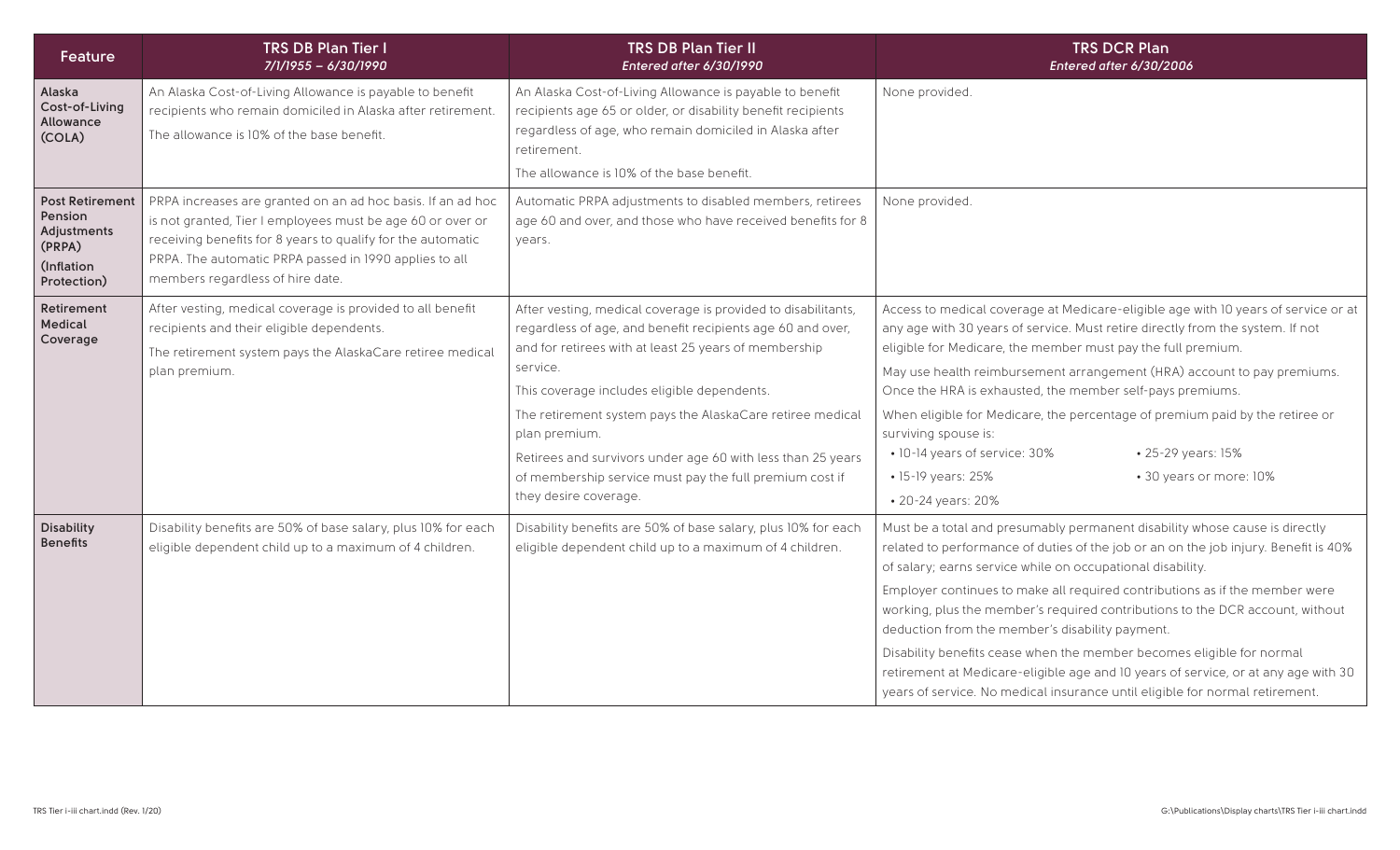| Feature | TRS DB Plan Tier I *7/1/1955 – 6/30/1990* | TRS DB Plan Tier II *Entered after 6/30/1990* | TRS DCR Plan *Entered after 6/30/2006* |
|---|---|---|---|
| **Alaska Cost-of-Living Allowance (COLA)** | An Alaska Cost-of-Living Allowance is payable to benefit recipients who remain domiciled in Alaska after retirement. The allowance is 10% of the base benefit. | An Alaska Cost-of-Living Allowance is payable to benefit recipients age 65 or older, or disability benefit recipients regardless of age, who remain domiciled in Alaska after retirement. The allowance is 10% of the base benefit. | None provided. |
| **Post Retirement Pension Adjustments (PRPA) (Inflation Protection)** | PRPA increases are granted on an ad hoc basis. If an ad hoc is not granted, Tier I employees must be age 60 or over or receiving benefits for 8 years to qualify for the automatic PRPA. The automatic PRPA passed in 1990 applies to all members regardless of hire date. | Automatic PRPA adjustments to disabled members, retirees age 60 and over, and those who have received benefits for 8 years. | None provided. |
| **Retirement Medical Coverage** | After vesting, medical coverage is provided to all benefit recipients and their eligible dependents. The retirement system pays the AlaskaCare retiree medical plan premium. | After vesting, medical coverage is provided to disabilitants, regardless of age, and benefit recipients age 60 and over, and for retirees with at least 25 years of membership service. This coverage includes eligible dependents. The retirement system pays the AlaskaCare retiree medical plan premium. Retirees and survivors under age 60 with less than 25 years of membership service must pay the full premium cost if they desire coverage. | Access to medical coverage at Medicare-eligible age with 10 years of service or at any age with 30 years of service. Must retire directly from the system. If not eligible for Medicare, the member must pay the full premium. May use health reimbursement arrangement (HRA) account to pay premiums. Once the HRA is exhausted, the member self-pays premiums. When eligible for Medicare, the percentage of premium paid by the retiree or surviving spouse is: • 10-14 years of service: 30% • 15-19 years: 25% • 20-24 years: 20% • 25-29 years: 15% • 30 years or more: 10% |
| **Disability Benefits** | Disability benefits are 50% of base salary, plus 10% for each eligible dependent child up to a maximum of 4 children. | Disability benefits are 50% of base salary, plus 10% for each eligible dependent child up to a maximum of 4 children. | Must be a total and presumably permanent disability whose cause is directly related to performance of duties of the job or an on the job injury. Benefit is 40% of salary; earns service while on occupational disability. Employer continues to make all required contributions as if the member were working, plus the member's required contributions to the DCR account, without deduction from the member's disability payment. Disability benefits cease when the member becomes eligible for normal retirement at Medicare-eligible age and 10 years of service, or at any age with 30 years of service. No medical insurance until eligible for normal retirement. |